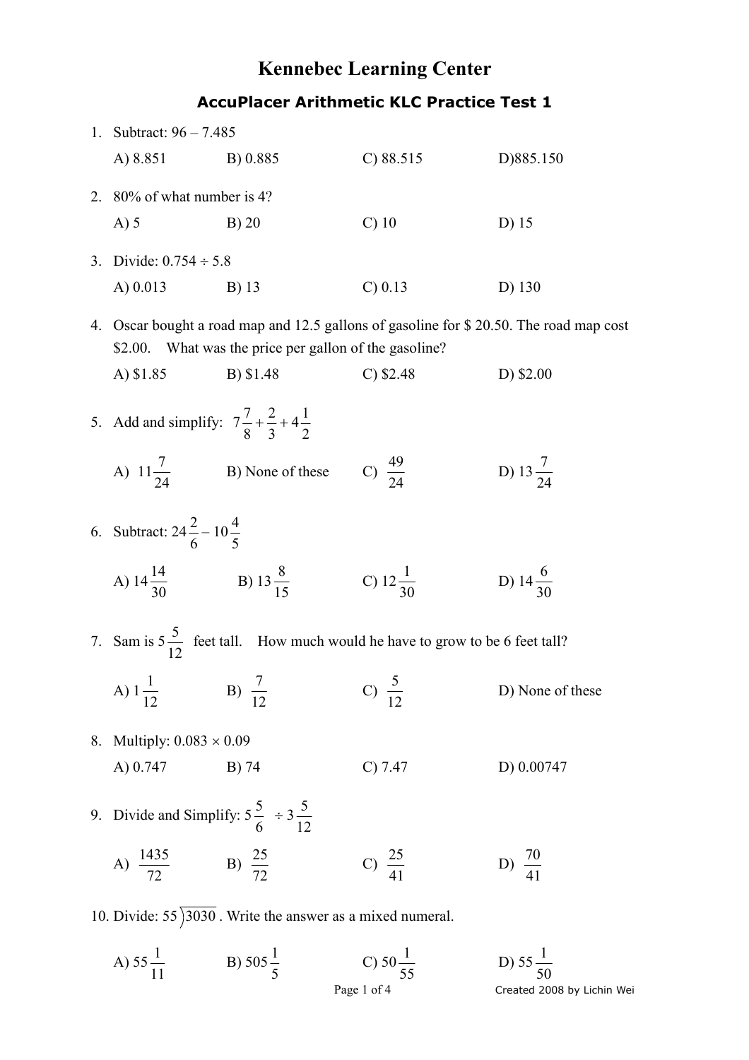# Kennebec Learning Center

## AccuPlacer Arithmetic KLC Practice Test 1

1. Subtract: $96 - 7.485$

   A) 8.851 B) 0.885 C) 88.515 D) 885.150

2. 80% of what number is 4?

   A) 5 B) 20 C) 10 D) 15

3. Divide: $0.754 \div 5.8$

   A) 0.013 B) 13 C) 0.13 D) 130

4. Oscar bought a road map and 12.5 gallons of gasoline for \$ 20.50. The road map cost \$2.00. What was the price per gallon of the gasoline?

   A) \$1.85 B) \$1.48 C) \$2.48 D) \$2.00

5. Add and simplify: $7\frac{7}{8} + \frac{2}{3} + 4\frac{1}{2}$

   A) $11\frac{7}{24}$ B) None of these C) $\frac{49}{24}$ D) $13\frac{7}{24}$

6. Subtract: $24\frac{2}{6} - 10\frac{4}{5}$

   A) $14\frac{14}{30}$ B) $13\frac{8}{15}$ C) $12\frac{1}{30}$ D) $14\frac{6}{30}$

7. Sam is $5\frac{5}{12}$ feet tall. How much would he have to grow to be 6 feet tall?

   A) $1\frac{1}{12}$ B) $\frac{7}{12}$ C) $\frac{5}{12}$ D) None of these

8. Multiply: $0.083 \times 0.09$

   A) 0.747 B) 74 C) 7.47 D) 0.00747

9. Divide and Simplify: $5\frac{5}{6} \div 3\frac{5}{12}$

   A) $\frac{1435}{72}$ B) $\frac{25}{72}$ C) $\frac{25}{41}$ D) $\frac{70}{41}$

10. Divide: $55\overline{)3030}$. Write the answer as a mixed numeral.

    A) $55\frac{1}{11}$ B) $505\frac{1}{5}$ C) $50\frac{1}{55}$ D) $55\frac{1}{50}$

Created 2008 by Lichin Wei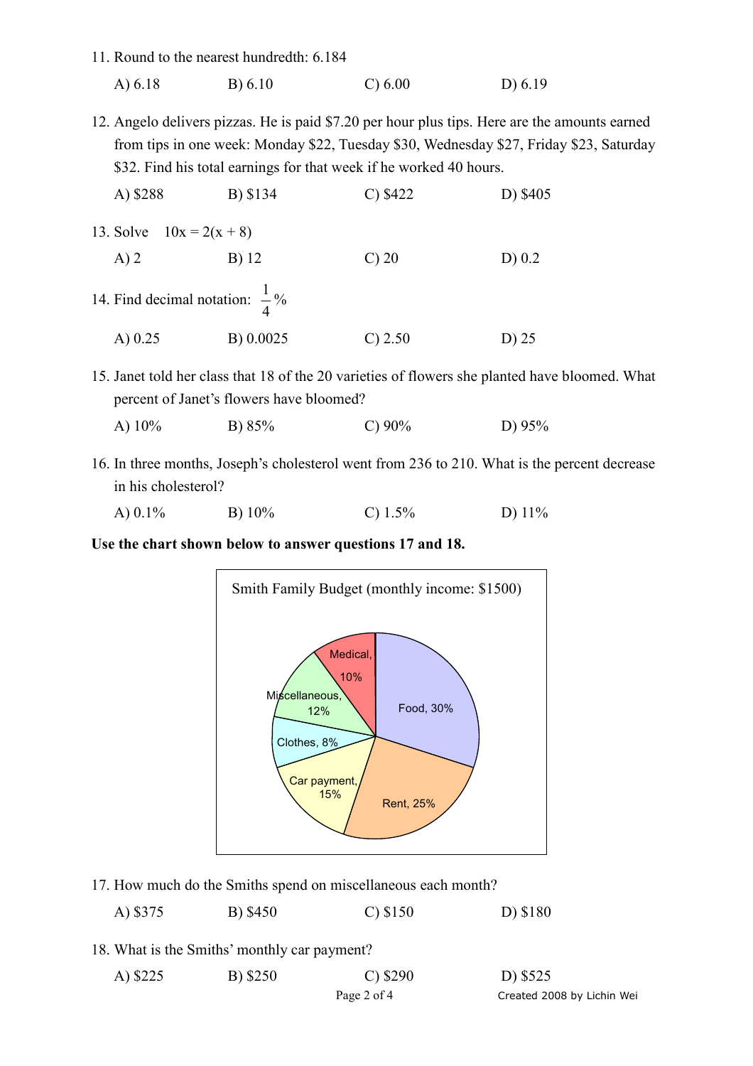11. Round to the nearest hundredth: 6.184

    A) 6.18　　B) 6.10　　C) 6.00　　D) 6.19

12. Angelo delivers pizzas. He is paid $7.20 per hour plus tips. Here are the amounts earned from tips in one week: Monday $22, Tuesday $30, Wednesday $27, Friday $23, Saturday $32. Find his total earnings for that week if he worked 40 hours.

    A) $288　　B) $134　　C) $422　　D) $405

13. Solve $10x = 2(x + 8)$

    A) 2　　B) 12　　C) 20　　D) 0.2

14. Find decimal notation: $\frac{1}{4}\%$

    A) 0.25　　B) 0.0025　　C) 2.50　　D) 25

15. Janet told her class that 18 of the 20 varieties of flowers she planted have bloomed. What percent of Janet's flowers have bloomed?

    A) 10%　　B) 85%　　C) 90%　　D) 95%

16. In three months, Joseph's cholesterol went from 236 to 210. What is the percent decrease in his cholesterol?

    A) 0.1%　　B) 10%　　C) 1.5%　　D) 11%

**Use the chart shown below to answer questions 17 and 18.**

Smith Family Budget (monthly income: $1500)

- Food, 30%
- Rent, 25%
- Car payment, 15%
- Clothes, 8%
- Miscellaneous, 12%
- Medical, 10%

17. How much do the Smiths spend on miscellaneous each month?

    A) $375　　B) $450　　C) $150　　D) $180

18. What is the Smiths' monthly car payment?

    A) $225　　B) $250　　C) $290　　D) $525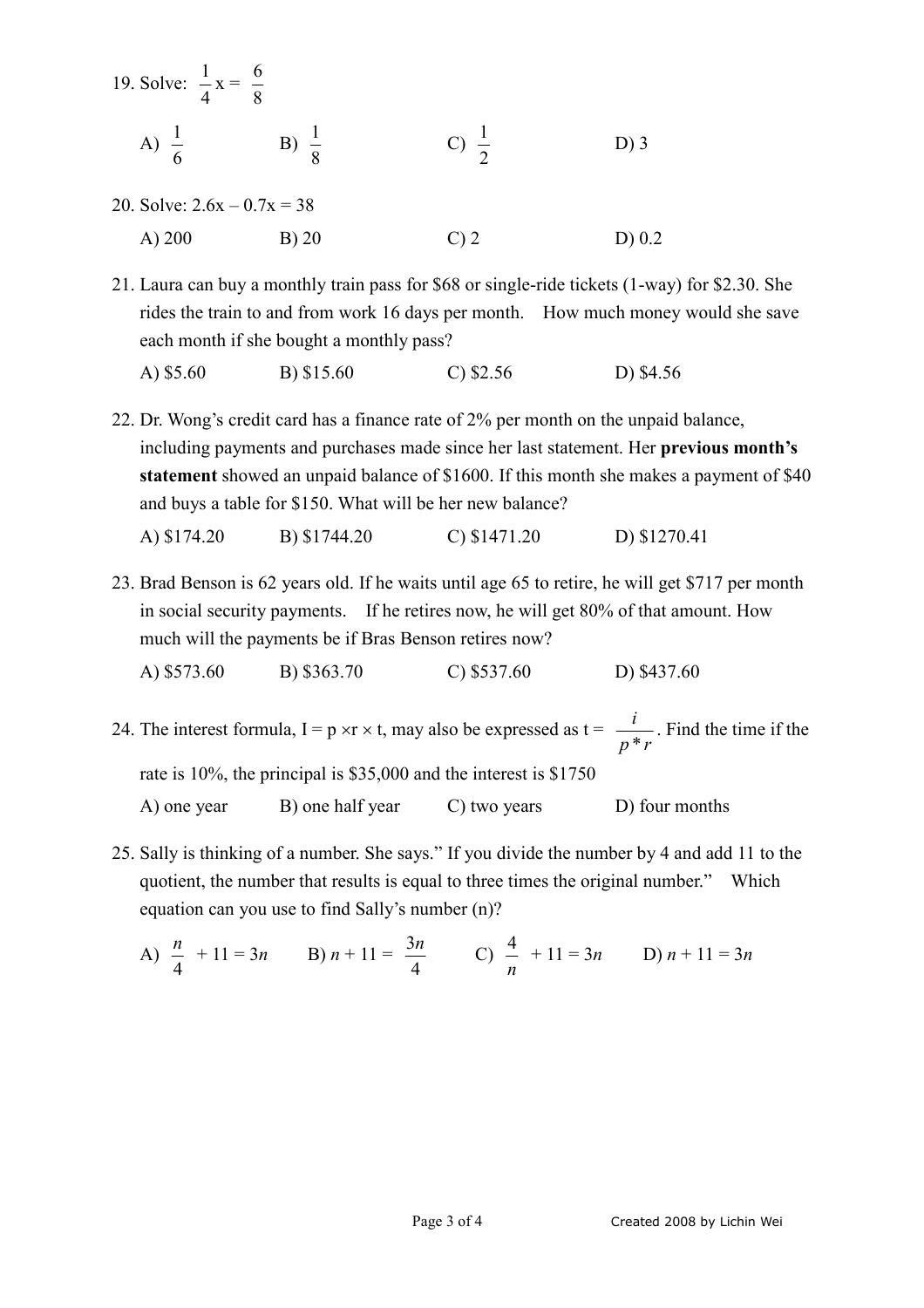19. Solve: $\frac{1}{4}x = \frac{6}{8}$

A) $\frac{1}{6}$ B) $\frac{1}{8}$ C) $\frac{1}{2}$ D) 3

20. Solve: $2.6x - 0.7x = 38$

A) 200 B) 20 C) 2 D) 0.2

21. Laura can buy a monthly train pass for $68 or single-ride tickets (1-way) for $2.30. She rides the train to and from work 16 days per month. How much money would she save each month if she bought a monthly pass?

A) $5.60 B) $15.60 C) $2.56 D) $4.56

22. Dr. Wong's credit card has a finance rate of 2% per month on the unpaid balance, including payments and purchases made since her last statement. Her **previous month's statement** showed an unpaid balance of $1600. If this month she makes a payment of $40 and buys a table for $150. What will be her new balance?

A) $174.20 B) $1744.20 C) $1471.20 D) $1270.41

23. Brad Benson is 62 years old. If he waits until age 65 to retire, he will get $717 per month in social security payments. If he retires now, he will get 80% of that amount. How much will the payments be if Bras Benson retires now?

A) $573.60 B) $363.70 C) $537.60 D) $437.60

24. The interest formula, $I = p \times r \times t$, may also be expressed as $t = \frac{i}{p * r}$. Find the time if the rate is 10%, the principal is $35,000 and the interest is $1750

A) one year B) one half year C) two years D) four months

25. Sally is thinking of a number. She says." If you divide the number by 4 and add 11 to the quotient, the number that results is equal to three times the original number." Which equation can you use to find Sally's number (n)?

A) $\frac{n}{4} + 11 = 3n$ B) $n + 11 = \frac{3n}{4}$ C) $\frac{4}{n} + 11 = 3n$ D) $n + 11 = 3n$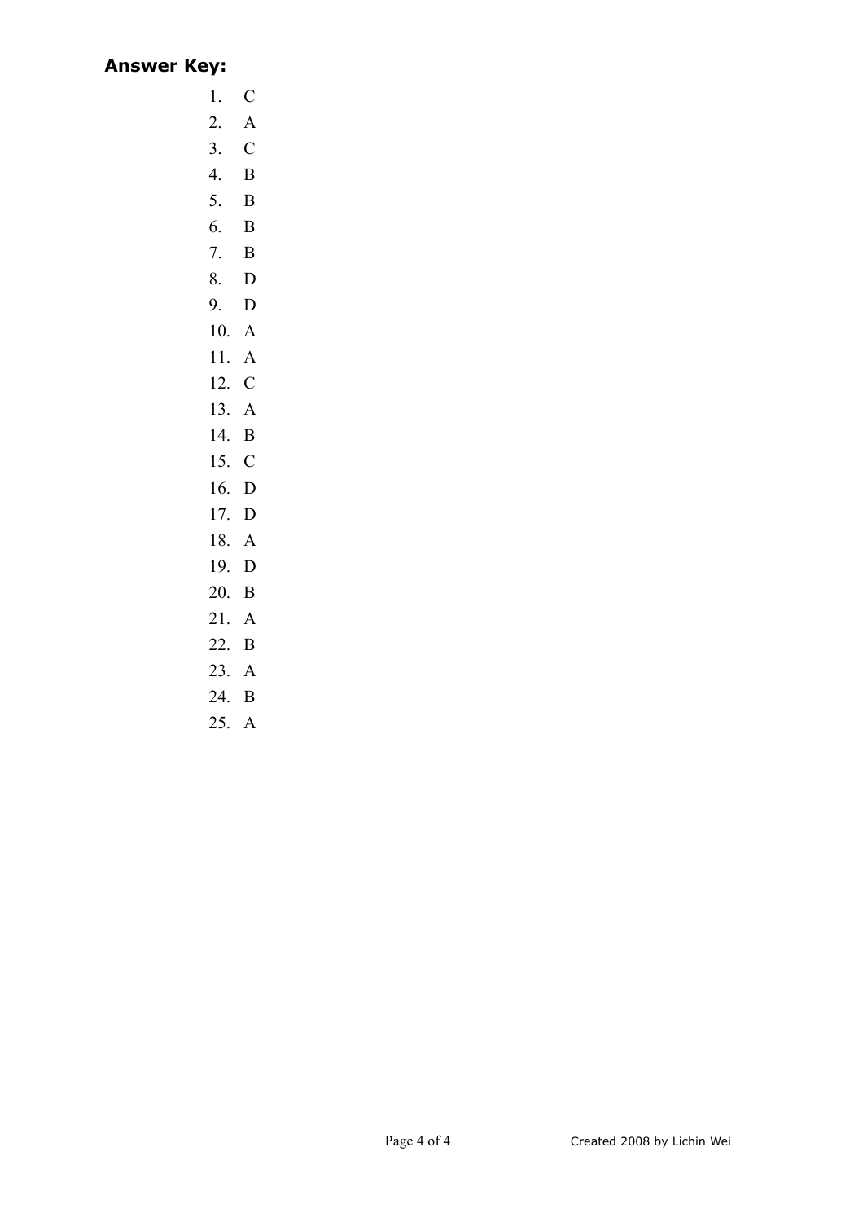**Answer Key:**

1. C
2. A
3. C
4. B
5. B
6. B
7. B
8. D
9. D
10. A
11. A
12. C
13. A
14. B
15. C
16. D
17. D
18. A
19. D
20. B
21. A
22. B
23. A
24. B
25. A

Created 2008 by Lichin Wei